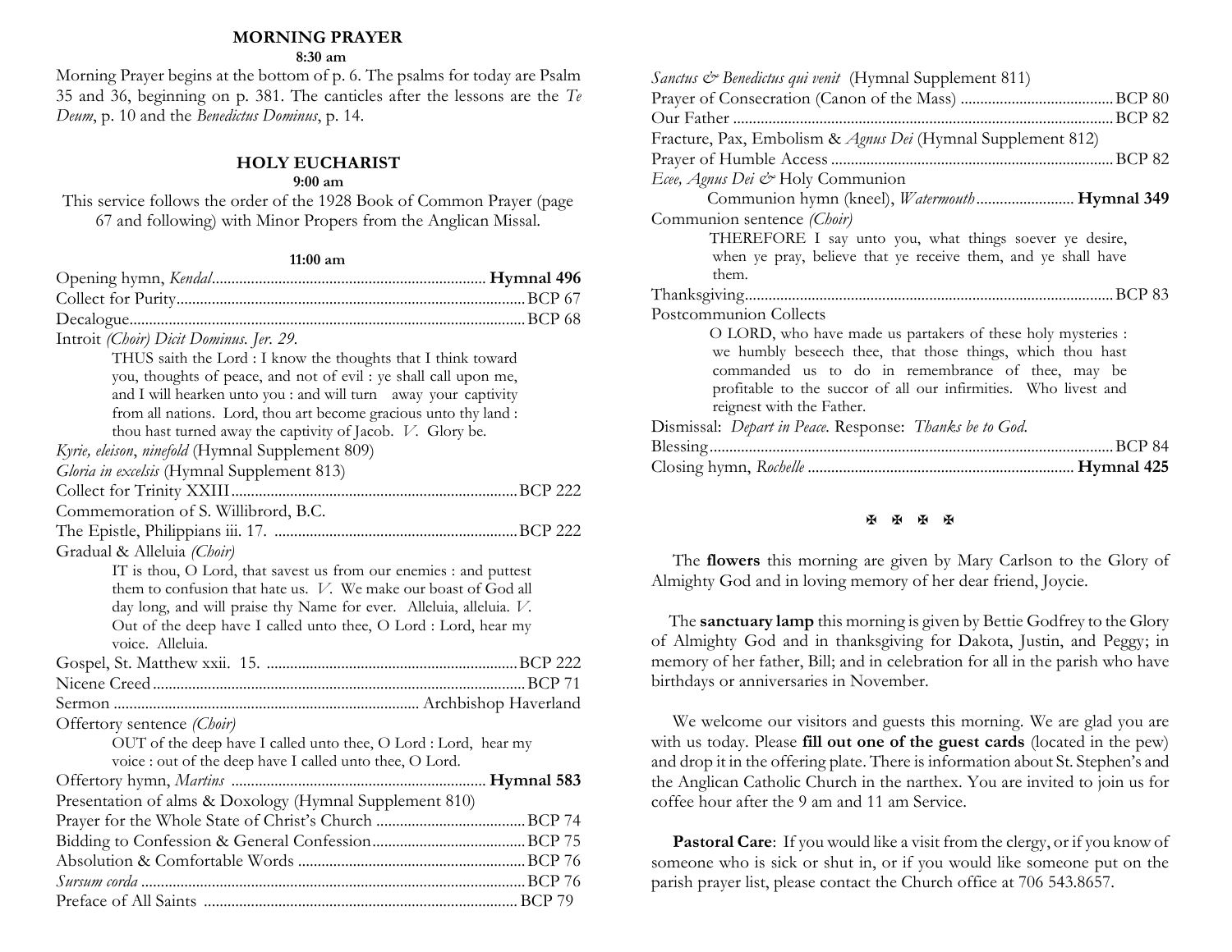## MORNING PRAYER

**8:30 am**

Morning Prayer begins at the bottom of p. 6. The psalms for today are Psalm 35 and 36, beginning on p. 381. The canticles after the lessons are the *Te Deum*, p. 10 and the *Benedictus Dominus*, p. 14.

## HOLY EUCHARIST

**9:00 am**

This service follows the order of the 1928 Book of Common Prayer (page 67 and following) with Minor Propers from the Anglican Missal.

**11:00 am**

Opening hymn, *Kendal* .................... **Hymnal 496**

Collect for Purity .................... BCP 67

Decalogue .................... BCP 68

Introit *(Choir) Dicit Dominus. Jer. 29.*

> THUS saith the Lord : I know the thoughts that I think toward you, thoughts of peace, and not of evil : ye shall call upon me, and I will hearken unto you : and will turn away your captivity from all nations. Lord, thou art become gracious unto thy land : thou hast turned away the captivity of Jacob. *V.* Glory be.

*Kyrie, eleison, ninefold* (Hymnal Supplement 809)

*Gloria in excelsis* (Hymnal Supplement 813)

Collect for Trinity XXIII .................... BCP 222

Commemoration of S. Willibrord, B.C.

The Epistle, Philippians iii. 17. .................... BCP 222

Gradual & Alleluia *(Choir)*

> IT is thou, O Lord, that savest us from our enemies : and puttest them to confusion that hate us. *V.* We make our boast of God all day long, and will praise thy Name for ever. Alleluia, alleluia. *V.* Out of the deep have I called unto thee, O Lord : Lord, hear my voice. Alleluia.

Gospel, St. Matthew xxii. 15. .................... BCP 222

Nicene Creed .................... BCP 71

Sermon .................... Archbishop Haverland

Offertory sentence *(Choir)*

> OUT of the deep have I called unto thee, O Lord : Lord, hear my voice : out of the deep have I called unto thee, O Lord.

Offertory hymn, *Martins* .................... **Hymnal 583**

Presentation of alms & Doxology (Hymnal Supplement 810)

Prayer for the Whole State of Christ's Church .................... BCP 74

Bidding to Confession & General Confession .................... BCP 75

Absolution & Comfortable Words .................... BCP 76

*Sursum corda* .................... BCP 76

Preface of All Saints .................... BCP 79

*Sanctus & Benedictus qui venit* (Hymnal Supplement 811)

Prayer of Consecration (Canon of the Mass) .................... BCP 80

Our Father .................... BCP 82

Fracture, Pax, Embolism & *Agnus Dei* (Hymnal Supplement 812)

Prayer of Humble Access .................... BCP 82

*Ecee, Agnus Dei &* Holy Communion

Communion hymn (kneel), *Watermouth* .................... **Hymnal 349**

Communion sentence *(Choir)*

> THEREFORE I say unto you, what things soever ye desire, when ye pray, believe that ye receive them, and ye shall have them.

Thanksgiving .................... BCP 83

Postcommunion Collects

> O LORD, who have made us partakers of these holy mysteries : we humbly beseech thee, that those things, which thou hast commanded us to do in remembrance of thee, may be profitable to the succor of all our infirmities. Who livest and reignest with the Father.

Dismissal: *Depart in Peace.* Response: *Thanks be to God.*

Blessing .................... BCP 84

Closing hymn, *Rochelle* .................... **Hymnal 425**

✠ ✠ ✠ ✠

The **flowers** this morning are given by Mary Carlson to the Glory of Almighty God and in loving memory of her dear friend, Joycie.

The **sanctuary lamp** this morning is given by Bettie Godfrey to the Glory of Almighty God and in thanksgiving for Dakota, Justin, and Peggy; in memory of her father, Bill; and in celebration for all in the parish who have birthdays or anniversaries in November.

We welcome our visitors and guests this morning. We are glad you are with us today. Please **fill out one of the guest cards** (located in the pew) and drop it in the offering plate. There is information about St. Stephen's and the Anglican Catholic Church in the narthex. You are invited to join us for coffee hour after the 9 am and 11 am Service.

**Pastoral Care**: If you would like a visit from the clergy, or if you know of someone who is sick or shut in, or if you would like someone put on the parish prayer list, please contact the Church office at 706 543.8657.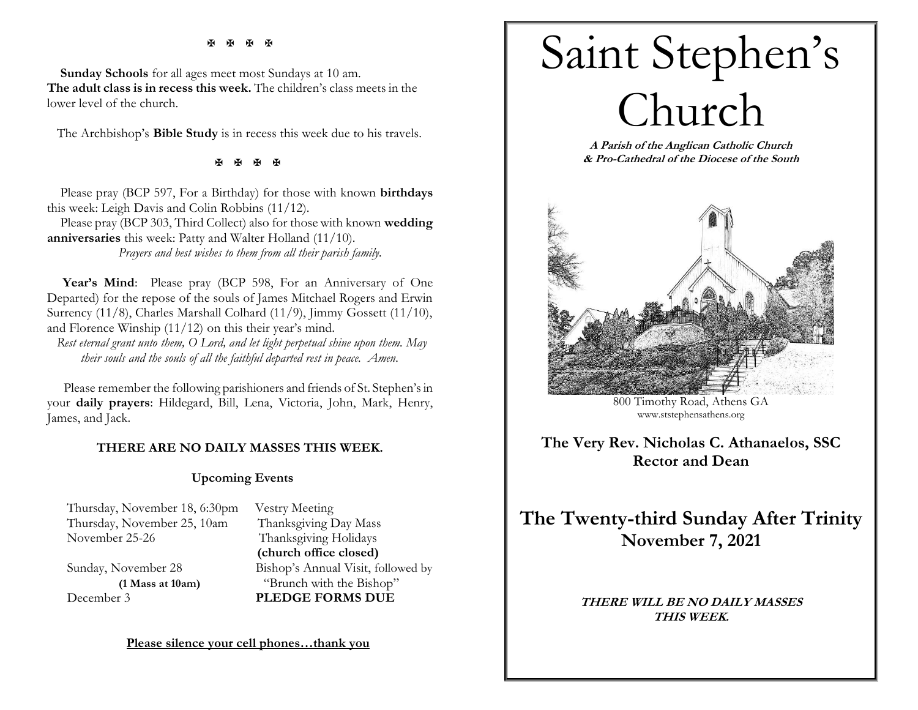✠ ✠ ✠ ✠

**Sunday Schools** for all ages meet most Sundays at 10 am. **The adult class is in recess this week.** The children's class meets in the lower level of the church.

The Archbishop's **Bible Study** is in recess this week due to his travels.

✠ ✠ ✠ ✠

Please pray (BCP 597, For a Birthday) for those with known **birthdays** this week: Leigh Davis and Colin Robbins (11/12).

Please pray (BCP 303, Third Collect) also for those with known **wedding anniversaries** this week: Patty and Walter Holland (11/10).

*Prayers and best wishes to them from all their parish family.*

**Year's Mind**: Please pray (BCP 598, For an Anniversary of One Departed) for the repose of the souls of James Mitchael Rogers and Erwin Surrency (11/8), Charles Marshall Colhard (11/9), Jimmy Gossett (11/10), and Florence Winship (11/12) on this their year's mind.

*Rest eternal grant unto them, O Lord, and let light perpetual shine upon them. May their souls and the souls of all the faithful departed rest in peace. Amen.*

Please remember the following parishioners and friends of St. Stephen's in your **daily prayers**: Hildegard, Bill, Lena, Victoria, John, Mark, Henry, James, and Jack.

**THERE ARE NO DAILY MASSES THIS WEEK.**

**Upcoming Events**

| | |
|---|---|
| Thursday, November 18, 6:30pm | Vestry Meeting |
| Thursday, November 25, 10am | Thanksgiving Day Mass |
| November 25-26 | Thanksgiving Holidays **(church office closed)** |
| Sunday, November 28 **(1 Mass at 10am)** | Bishop's Annual Visit, followed by "Brunch with the Bishop" |
| December 3 | **PLEDGE FORMS DUE** |

**Please silence your cell phones…thank you**

# Saint Stephen's Church

***A Parish of the Anglican Catholic Church & Pro-Cathedral of the Diocese of the South***

800 Timothy Road, Athens GA
www.ststephensathens.org

**The Very Rev. Nicholas C. Athanaelos, SSC**
**Rector and Dean**

## The Twenty-third Sunday After Trinity
## November 7, 2021

***THERE WILL BE NO DAILY MASSES THIS WEEK.***